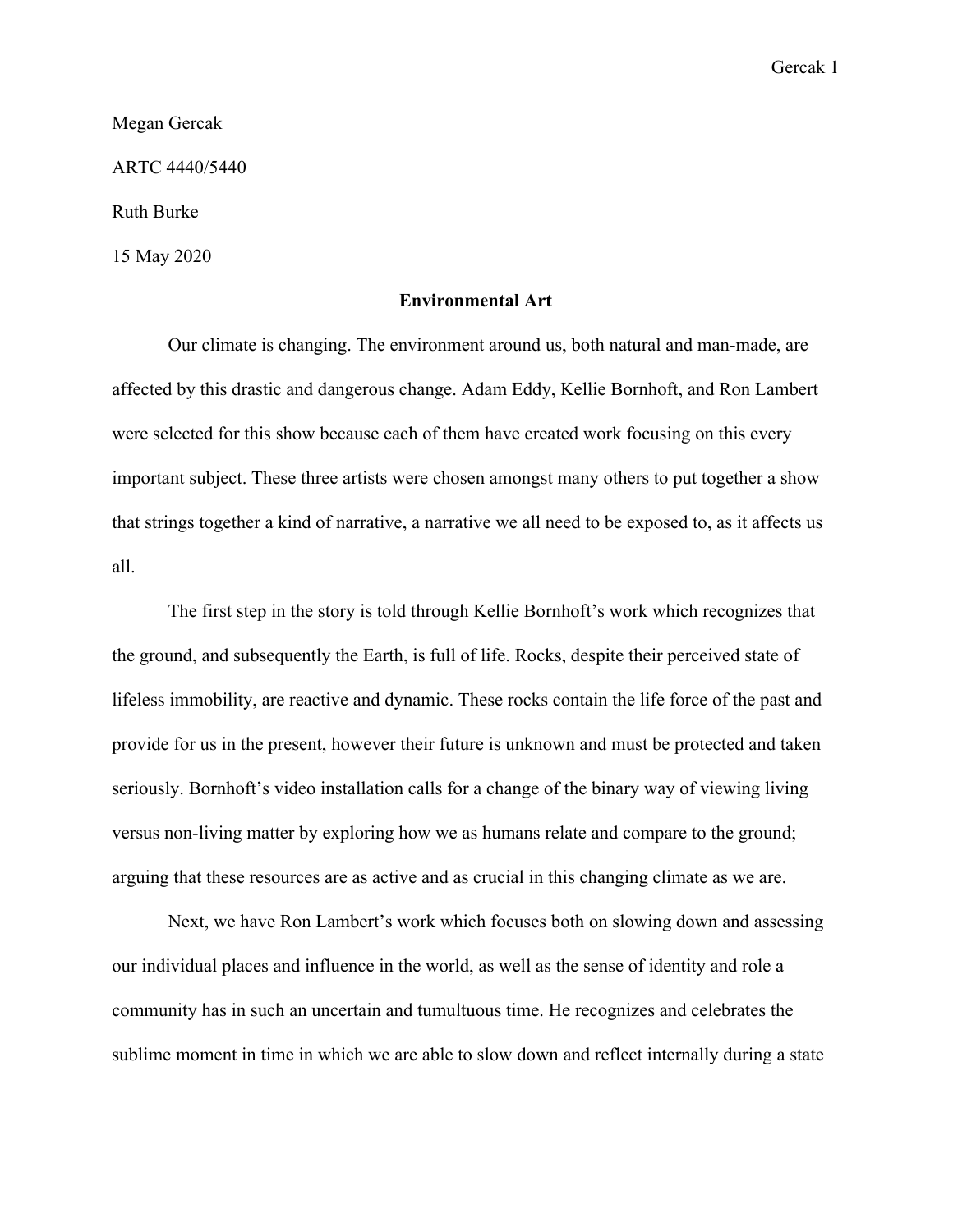Megan Gercak

ARTC 4440/5440

Ruth Burke

15 May 2020

## Environmental Art

Our climate is changing. The environment around us, both natural and man-made, are affected by this drastic and dangerous change. Adam Eddy, Kellie Bornhoft, and Ron Lambert were selected for this show because each of them have created work focusing on this every important subject. These three artists were chosen amongst many others to put together a show that strings together a kind of narrative, a narrative we all need to be exposed to, as it affects us all.

The first step in the story is told through Kellie Bornhoft's work which recognizes that the ground, and subsequently the Earth, is full of life. Rocks, despite their perceived state of lifeless immobility, are reactive and dynamic. These rocks contain the life force of the past and provide for us in the present, however their future is unknown and must be protected and taken seriously. Bornhoft's video installation calls for a change of the binary way of viewing living versus non-living matter by exploring how we as humans relate and compare to the ground; arguing that these resources are as active and as crucial in this changing climate as we are.

Next, we have Ron Lambert's work which focuses both on slowing down and assessing our individual places and influence in the world, as well as the sense of identity and role a community has in such an uncertain and tumultuous time. He recognizes and celebrates the sublime moment in time in which we are able to slow down and reflect internally during a state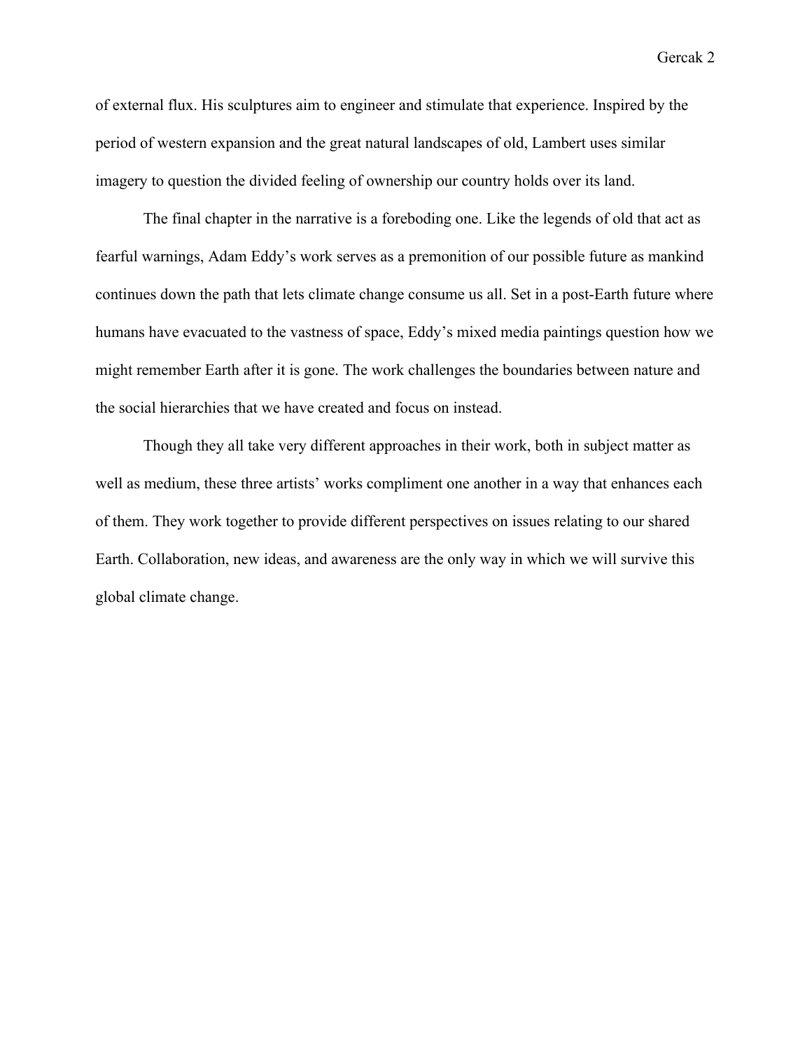of external flux. His sculptures aim to engineer and stimulate that experience. Inspired by the period of western expansion and the great natural landscapes of old, Lambert uses similar imagery to question the divided feeling of ownership our country holds over its land.

The final chapter in the narrative is a foreboding one. Like the legends of old that act as fearful warnings, Adam Eddy's work serves as a premonition of our possible future as mankind continues down the path that lets climate change consume us all. Set in a post-Earth future where humans have evacuated to the vastness of space, Eddy's mixed media paintings question how we might remember Earth after it is gone. The work challenges the boundaries between nature and the social hierarchies that we have created and focus on instead.

Though they all take very different approaches in their work, both in subject matter as well as medium, these three artists' works compliment one another in a way that enhances each of them. They work together to provide different perspectives on issues relating to our shared Earth. Collaboration, new ideas, and awareness are the only way in which we will survive this global climate change.